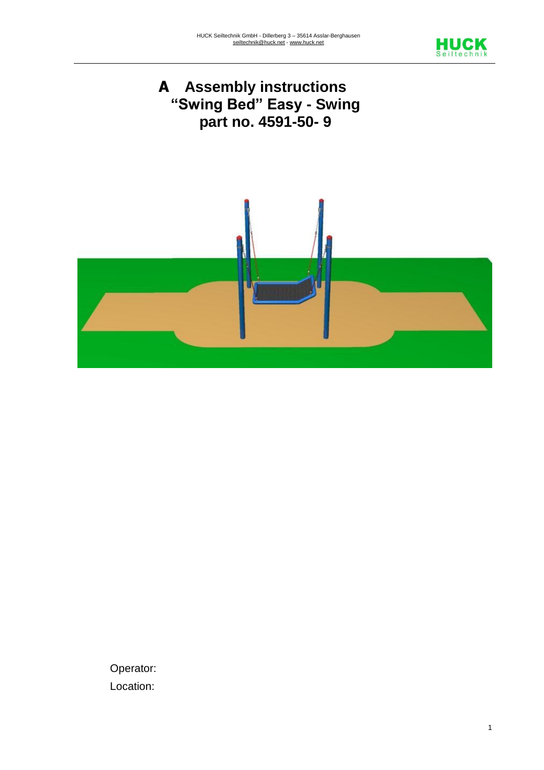# A Assembly instructions "Swing Bed" Easy - Swing part no. 4591-50- 9

Operator:

Location: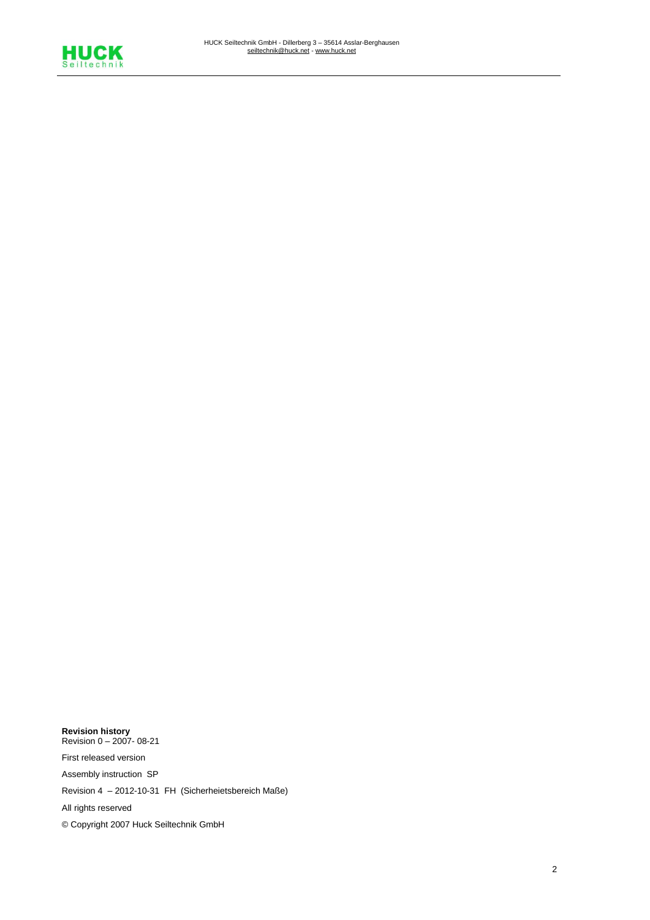**Revision history**
Revision 0 – 2007- 08-21

First released version

Assembly instruction SP

Revision 4 – 2012-10-31 FH (Sicherheietsbereich Maße)

All rights reserved

© Copyright 2007 Huck Seiltechnik GmbH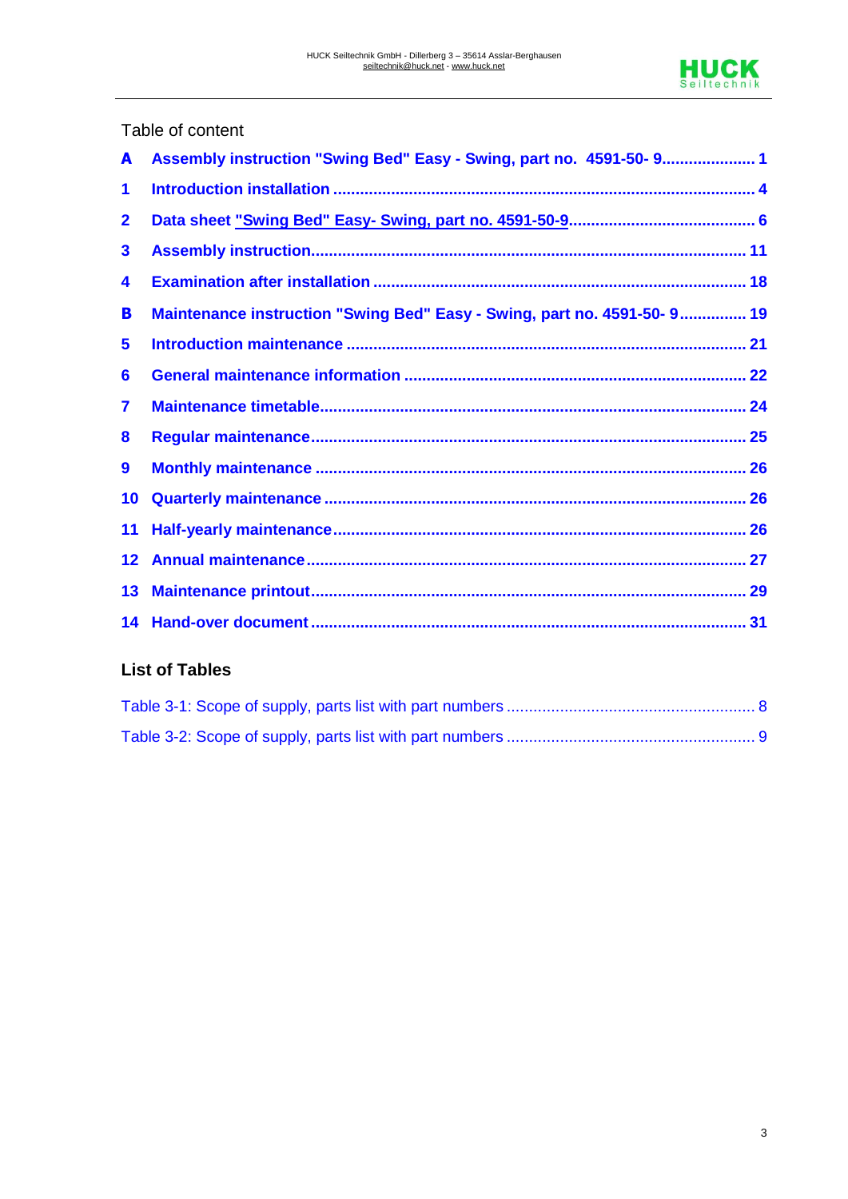Table of content

**A Assembly instruction "Swing Bed" Easy - Swing, part no. 4591-50- 9 ..................... 1**

**1 Introduction installation ............................................................................................ 4**

**2 Data sheet "Swing Bed" Easy- Swing, part no. 4591-50-9......................................... 6**

**3 Assembly instruction................................................................................................ 11**

**4 Examination after installation .................................................................................. 18**

**B Maintenance instruction "Swing Bed" Easy - Swing, part no. 4591-50- 9............... 19**

**5 Introduction maintenance ........................................................................................ 21**

**6 General maintenance information ........................................................................... 22**

**7 Maintenance timetable.............................................................................................. 24**

**8 Regular maintenance................................................................................................ 25**

**9 Monthly maintenance ............................................................................................... 26**

**10 Quarterly maintenance ............................................................................................. 26**

**11 Half-yearly maintenance........................................................................................... 26**

**12 Annual maintenance................................................................................................. 27**

**13 Maintenance printout................................................................................................ 29**

**14 Hand-over document................................................................................................ 31**

## List of Tables

Table 3-1: Scope of supply, parts list with part numbers ....................................................... 8

Table 3-2: Scope of supply, parts list with part numbers ....................................................... 9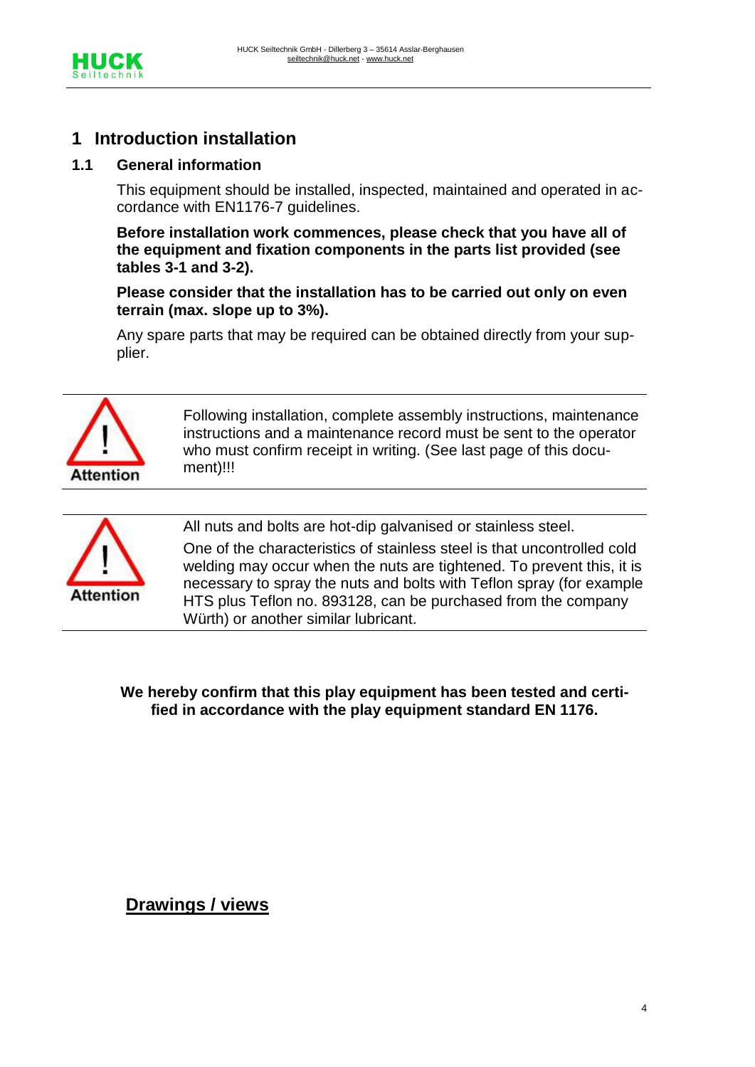# 1 Introduction installation

## 1.1 General information

This equipment should be installed, inspected, maintained and operated in accordance with EN1176-7 guidelines.

**Before installation work commences, please check that you have all of the equipment and fixation components in the parts list provided (see tables 3-1 and 3-2).**

**Please consider that the installation has to be carried out only on even terrain (max. slope up to 3%).**

Any spare parts that may be required can be obtained directly from your supplier.

---

**Attention**

Following installation, complete assembly instructions, maintenance instructions and a maintenance record must be sent to the operator who must confirm receipt in writing. (See last page of this document)!!!

---

**Attention**

All nuts and bolts are hot-dip galvanised or stainless steel.

One of the characteristics of stainless steel is that uncontrolled cold welding may occur when the nuts are tightened. To prevent this, it is necessary to spray the nuts and bolts with Teflon spray (for example HTS plus Teflon no. 893128, can be purchased from the company Würth) or another similar lubricant.

---

**We hereby confirm that this play equipment has been tested and certified in accordance with the play equipment standard EN 1176.**

## Drawings / views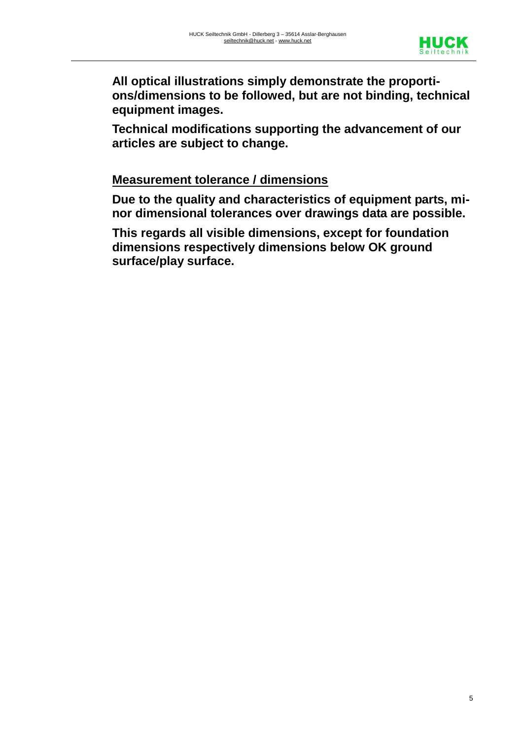**All optical illustrations simply demonstrate the proportions/dimensions to be followed, but are not binding, technical equipment images.**

**Technical modifications supporting the advancement of our articles are subject to change.**

## Measurement tolerance / dimensions

**Due to the quality and characteristics of equipment parts, minor dimensional tolerances over drawings data are possible.**

**This regards all visible dimensions, except for foundation dimensions respectively dimensions below OK ground surface/play surface.**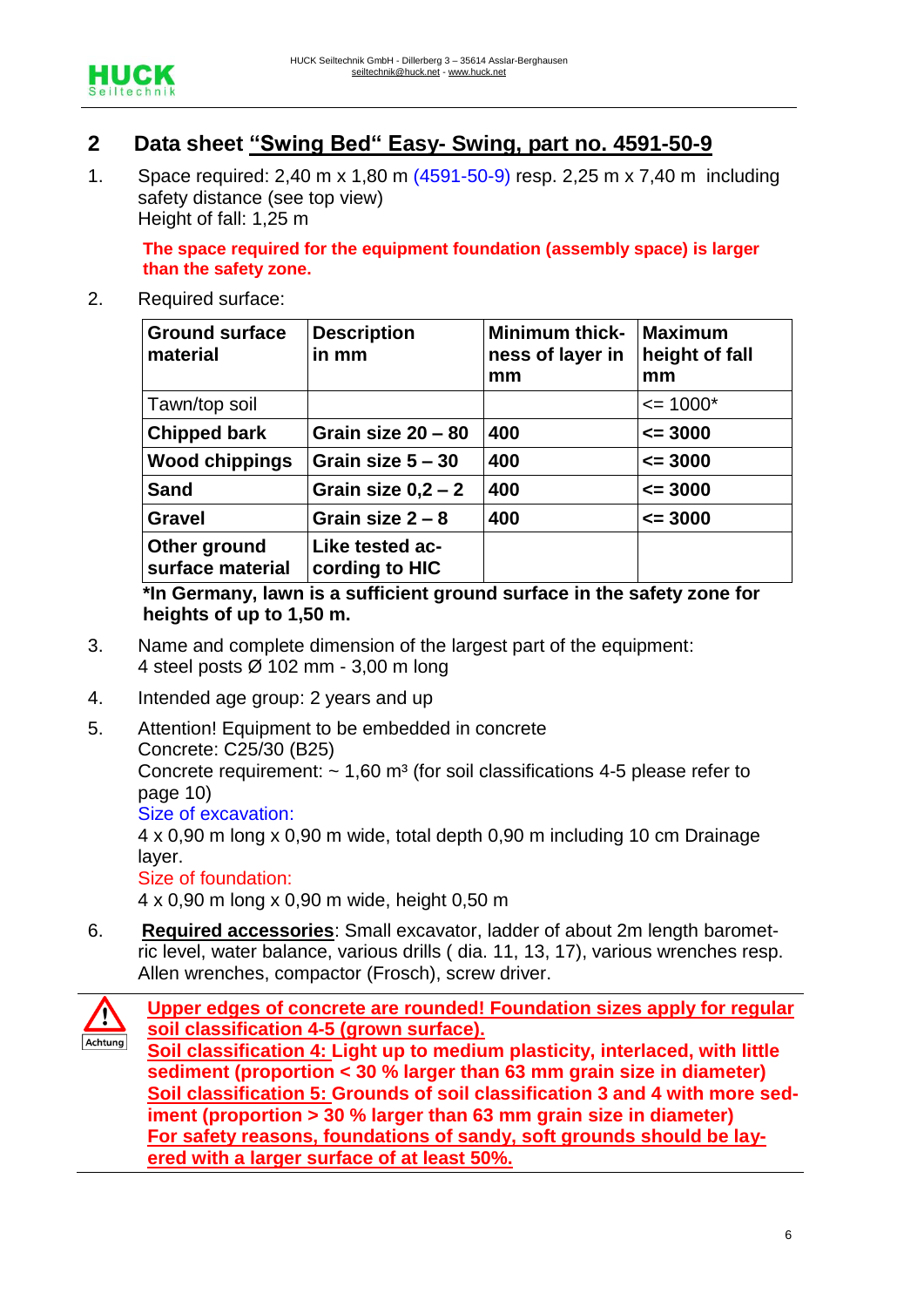## 2 Data sheet "Swing Bed" Easy- Swing, part no. 4591-50-9

1. Space required: 2,40 m x 1,80 m (4591-50-9) resp. 2,25 m x 7,40 m including safety distance (see top view)
   Height of fall: 1,25 m

   **The space required for the equipment foundation (assembly space) is larger than the safety zone.**

2. Required surface:

| **Ground surface material** | **Description in mm** | **Minimum thickness of layer in mm** | **Maximum height of fall mm** |
|---|---|---|---|
| Tawn/top soil | | | <= 1000* |
| **Chipped bark** | **Grain size 20 – 80** | **400** | **<= 3000** |
| **Wood chippings** | **Grain size 5 – 30** | **400** | **<= 3000** |
| **Sand** | **Grain size 0,2 – 2** | **400** | **<= 3000** |
| **Gravel** | **Grain size 2 – 8** | **400** | **<= 3000** |
| **Other ground surface material** | **Like tested according to HIC** | | |

**\*In Germany, lawn is a sufficient ground surface in the safety zone for heights of up to 1,50 m.**

3. Name and complete dimension of the largest part of the equipment:
   4 steel posts Ø 102 mm - 3,00 m long

4. Intended age group: 2 years and up

5. Attention! Equipment to be embedded in concrete
   Concrete: C25/30 (B25)
   Concrete requirement: ~ 1,60 m³ (for soil classifications 4-5 please refer to page 10)
   Size of excavation:
   4 x 0,90 m long x 0,90 m wide, total depth 0,90 m including 10 cm Drainage layer.
   Size of foundation:
   4 x 0,90 m long x 0,90 m wide, height 0,50 m

6. **Required accessories**: Small excavator, ladder of about 2m length barometric level, water balance, various drills ( dia. 11, 13, 17), various wrenches resp. Allen wrenches, compactor (Frosch), screw driver.

Achtung

**Upper edges of concrete are rounded! Foundation sizes apply for regular soil classification 4-5 (grown surface).**
**Soil classification 4: Light up to medium plasticity, interlaced, with little sediment (proportion < 30 % larger than 63 mm grain size in diameter)**
**Soil classification 5: Grounds of soil classification 3 and 4 with more sediment (proportion > 30 % larger than 63 mm grain size in diameter)**
**For safety reasons, foundations of sandy, soft grounds should be layered with a larger surface of at least 50%.**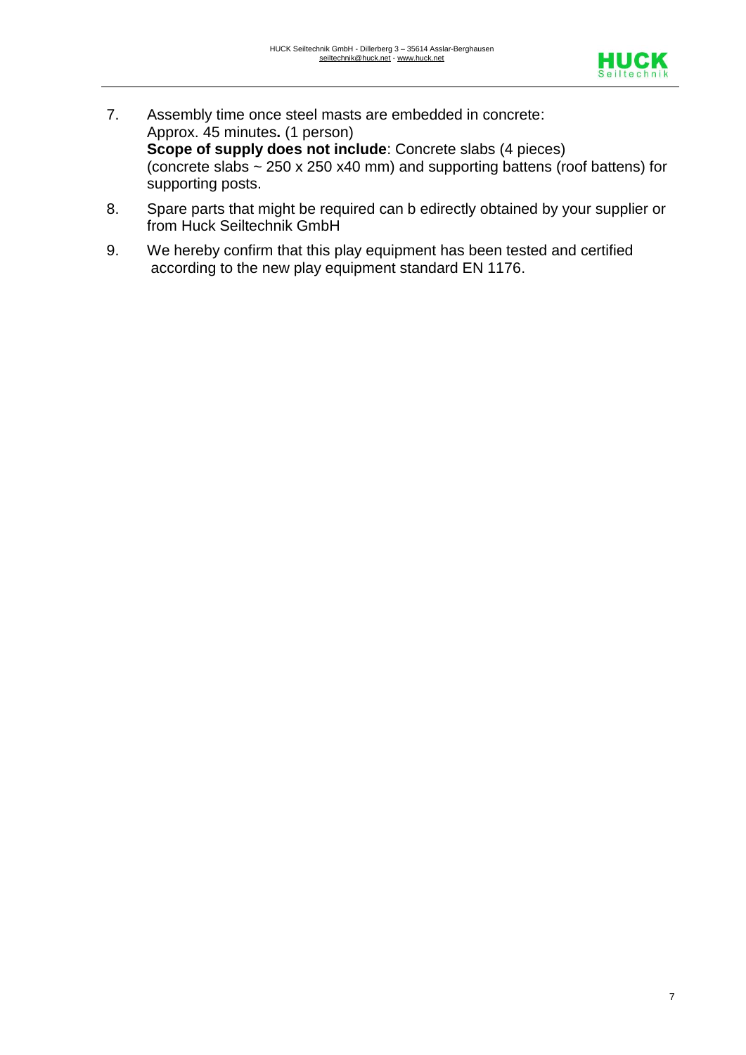7. Assembly time once steel masts are embedded in concrete:
   Approx. 45 minutes**.** (1 person)
   **Scope of supply does not include**: Concrete slabs (4 pieces)
   (concrete slabs ~ 250 x 250 x40 mm) and supporting battens (roof battens) for supporting posts.

8. Spare parts that might be required can b edirectly obtained by your supplier or from Huck Seiltechnik GmbH

9. We hereby confirm that this play equipment has been tested and certified according to the new play equipment standard EN 1176.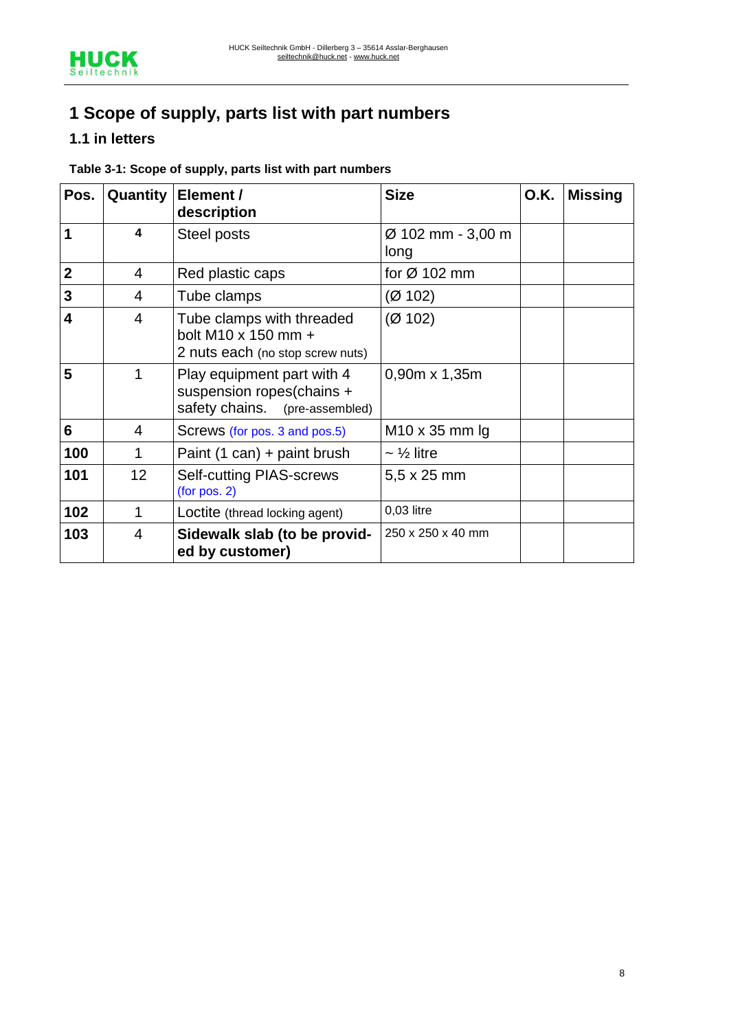# 1 Scope of supply, parts list with part numbers

## 1.1 in letters

**Table 3-1: Scope of supply, parts list with part numbers**

| **Pos.** | **Quantity** | **Element / description** | **Size** | **O.K.** | **Missing** |
|---|---|---|---|---|---|
| **1** | **4** | Steel posts | Ø 102 mm - 3,00 m long | | |
| **2** | 4 | Red plastic caps | for Ø 102 mm | | |
| **3** | 4 | Tube clamps | (Ø 102) | | |
| **4** | 4 | Tube clamps with threaded bolt M10 x 150 mm + 2 nuts each (no stop screw nuts) | (Ø 102) | | |
| **5** | 1 | Play equipment part with 4 suspension ropes(chains + safety chains. (pre-assembled) | 0,90m x 1,35m | | |
| **6** | 4 | Screws (for pos. 3 and pos.5) | M10 x 35 mm lg | | |
| **100** | 1 | Paint (1 can) + paint brush | ~ ½ litre | | |
| **101** | 12 | Self-cutting PIAS-screws (for pos. 2) | 5,5 x 25 mm | | |
| **102** | 1 | Loctite (thread locking agent) | 0,03 litre | | |
| **103** | 4 | **Sidewalk slab (to be provided by customer)** | 250 x 250 x 40 mm | | |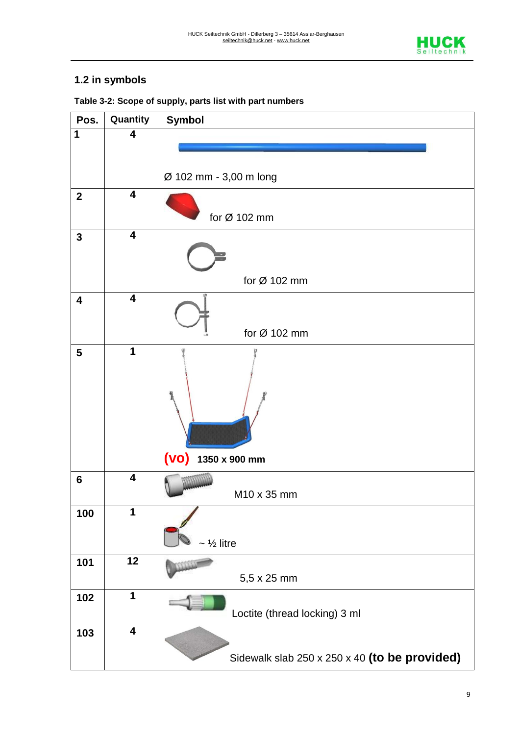## 1.2 in symbols

**Table 3-2: Scope of supply, parts list with part numbers**

| Pos. | Quantity | Symbol |
|---|---|---|
| **1** | **4** | Ø 102 mm - 3,00 m long |
| **2** | **4** | for Ø 102 mm |
| **3** | **4** | for Ø 102 mm |
| **4** | **4** | for Ø 102 mm |
| **5** | **1** | **(vo)** **1350 x 900 mm** |
| **6** | **4** | M10 x 35 mm |
| **100** | **1** | ~ ½ litre |
| **101** | **12** | 5,5 x 25 mm |
| **102** | **1** | Loctite (thread locking) 3 ml |
| **103** | **4** | Sidewalk slab 250 x 250 x 40 **(to be provided)** |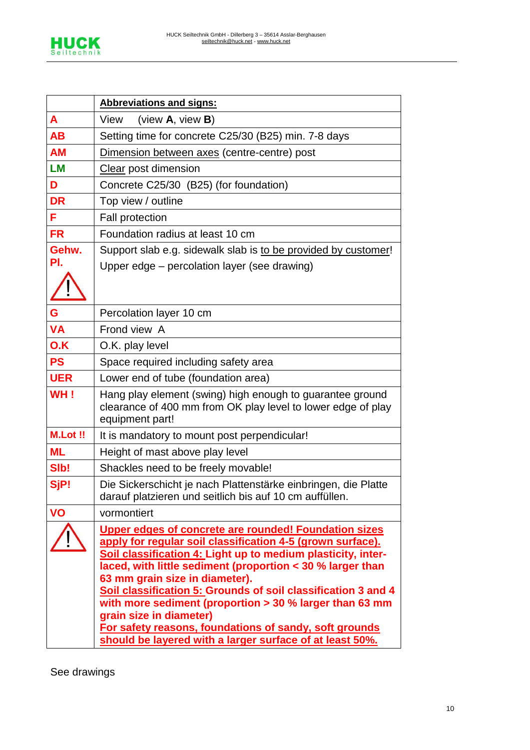| | **Abbreviations and signs:** |
|---|---|
| **A** | View (view **A**, view **B**) |
| **AB** | Setting time for concrete C25/30 (B25) min. 7-8 days |
| **AM** | Dimension between axes (centre-centre) post |
| **LM** | Clear post dimension |
| **D** | Concrete C25/30 (B25) (for foundation) |
| **DR** | Top view / outline |
| **F** | Fall protection |
| **FR** | Foundation radius at least 10 cm |
| **Gehw. Pl.** ⚠ | Support slab e.g. sidewalk slab is to be provided by customer! Upper edge – percolation layer (see drawing) |
| **G** | Percolation layer 10 cm |
| **VA** | Frond view A |
| **O.K** | O.K. play level |
| **PS** | Space required including safety area |
| **UER** | Lower end of tube (foundation area) |
| **WH !** | Hang play element (swing) high enough to guarantee ground clearance of 400 mm from OK play level to lower edge of play equipment part! |
| **M.Lot !!** | It is mandatory to mount post perpendicular! |
| **ML** | Height of mast above play level |
| **Slb!** | Shackles need to be freely movable! |
| **SjP!** | Die Sickerschicht je nach Plattenstärke einbringen, die Platte darauf platzieren und seitlich bis auf 10 cm auffüllen. |
| **VO** | vormontiert |
| ⚠ | **Upper edges of concrete are rounded! Foundation sizes apply for regular soil classification 4-5 (grown surface). Soil classification 4: Light up to medium plasticity, inter-laced, with little sediment (proportion < 30 % larger than 63 mm grain size in diameter). Soil classification 5: Grounds of soil classification 3 and 4 with more sediment (proportion > 30 % larger than 63 mm grain size in diameter) For safety reasons, foundations of sandy, soft grounds should be layered with a larger surface of at least 50%.** |

See drawings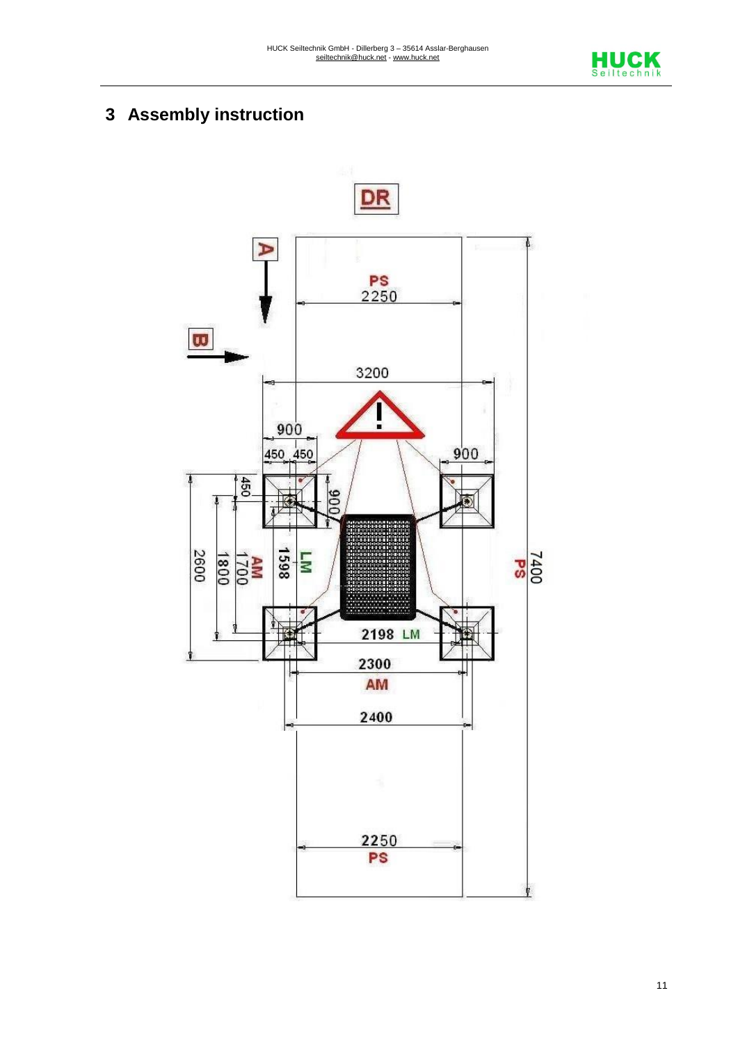# 3 Assembly instruction

DR

A

B

PS
2250

3200

900

450 450

900

450

900

2600

1800

1700
AM

1598

LM

PS

7400

2198 LM

2300

AM

2400

2250
PS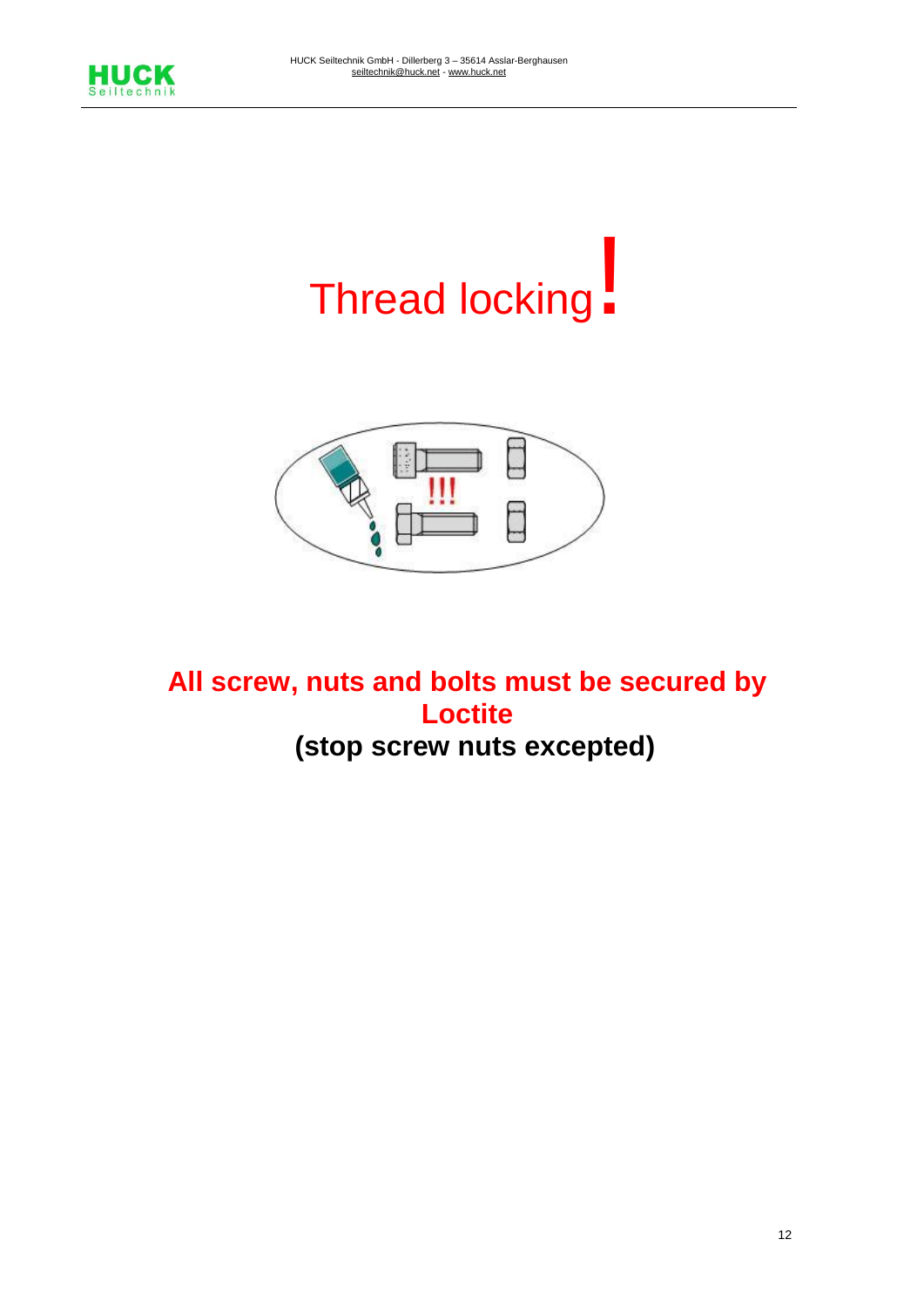# Thread locking!

**All screw, nuts and bolts must be secured by Loctite**

**(stop screw nuts excepted)**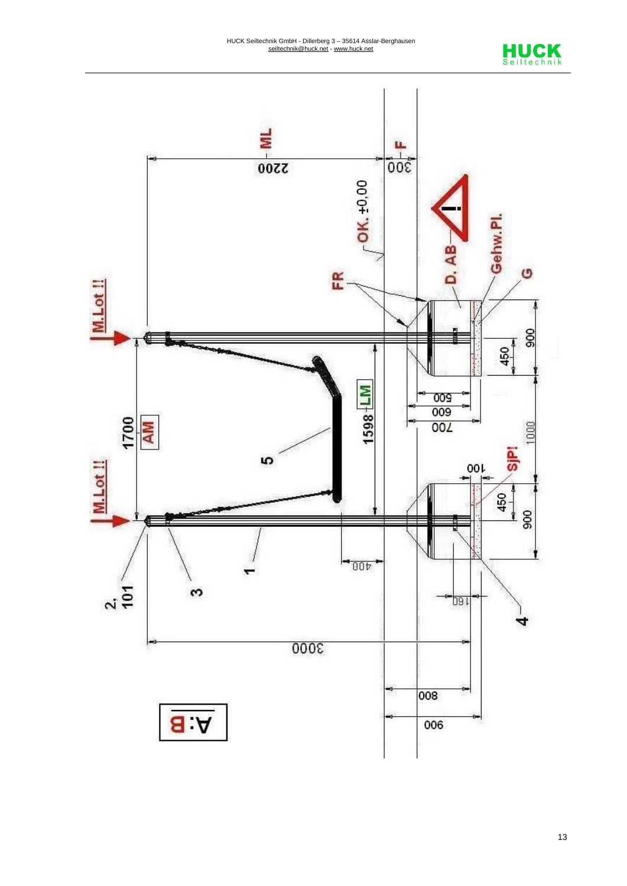ML

2200

F

300

OK. ±0,00

FR

D. AB

Gehw.Pl.

G

M.Lot !!

M.Lot !!

1700

AM

5

1598

LM

500

600

700

100

SiP!

1000

450

900

450

900

400

160

2, 101

3

1

4

3000

800

900

A: B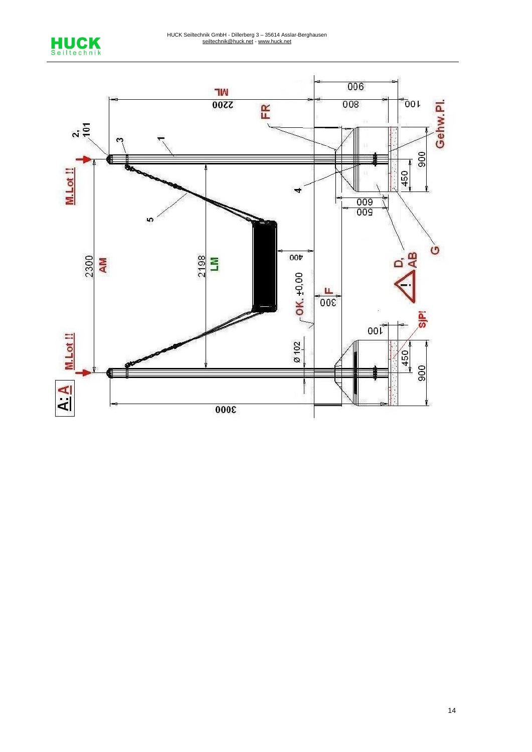A: A

M.Lot !!

M.Lot !!

2300 AM

2198 LM

2200 ML

3000

2, 101

3

1

5

4

FR

OK. ±0,00

Ø 102

400

F 300

900

800

100

600

500

900

450

450

900

100

Gehw.Pl.

D, AB

G

SjP!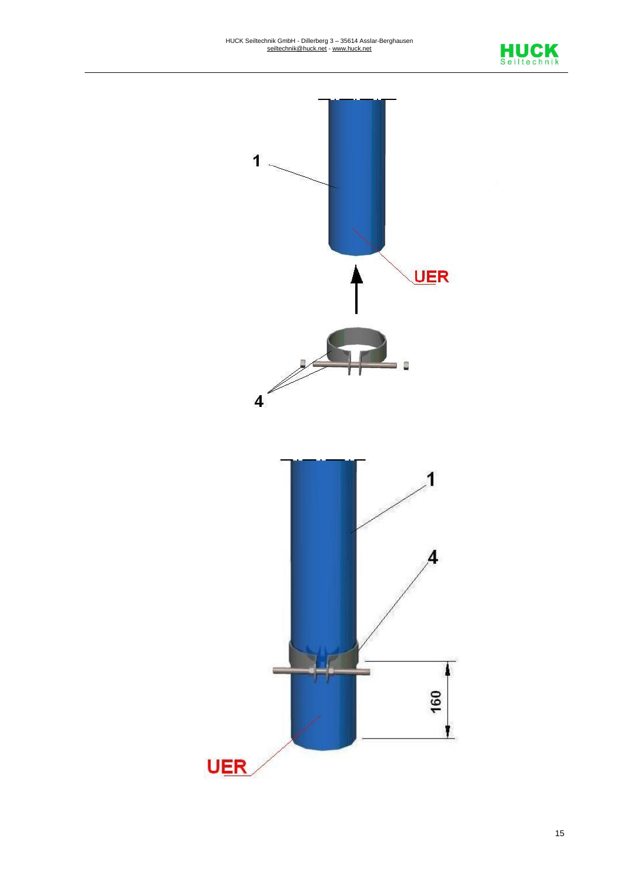1

UER

4

1

4

160

UER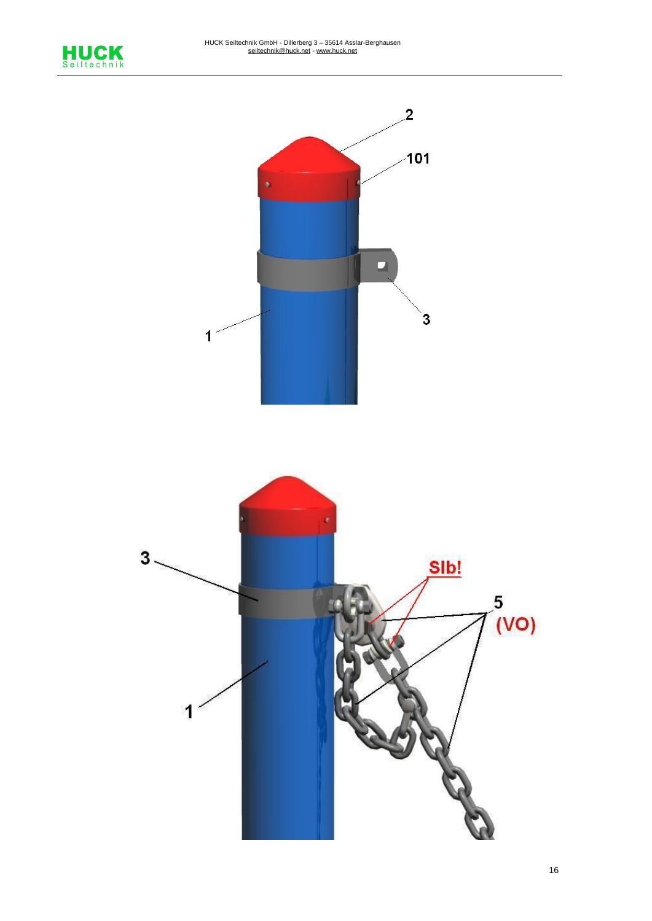2

101

3

1

3

Slb!

5

(VO)

1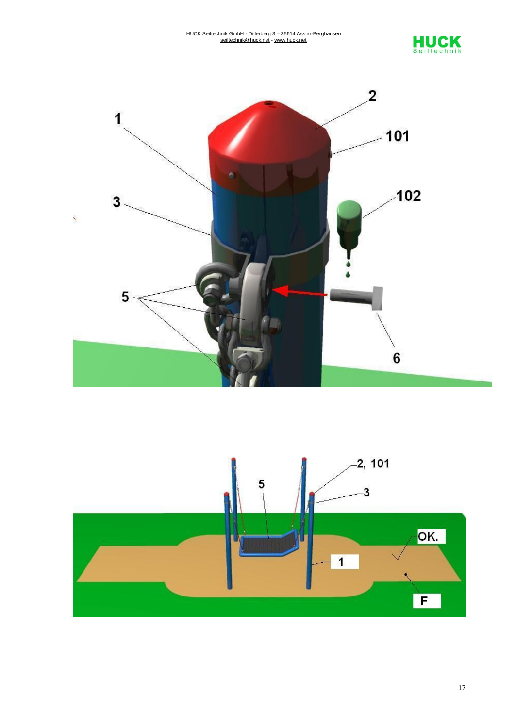1

2

101

102

3

5

6

2, 101

5

3

OK.

1

F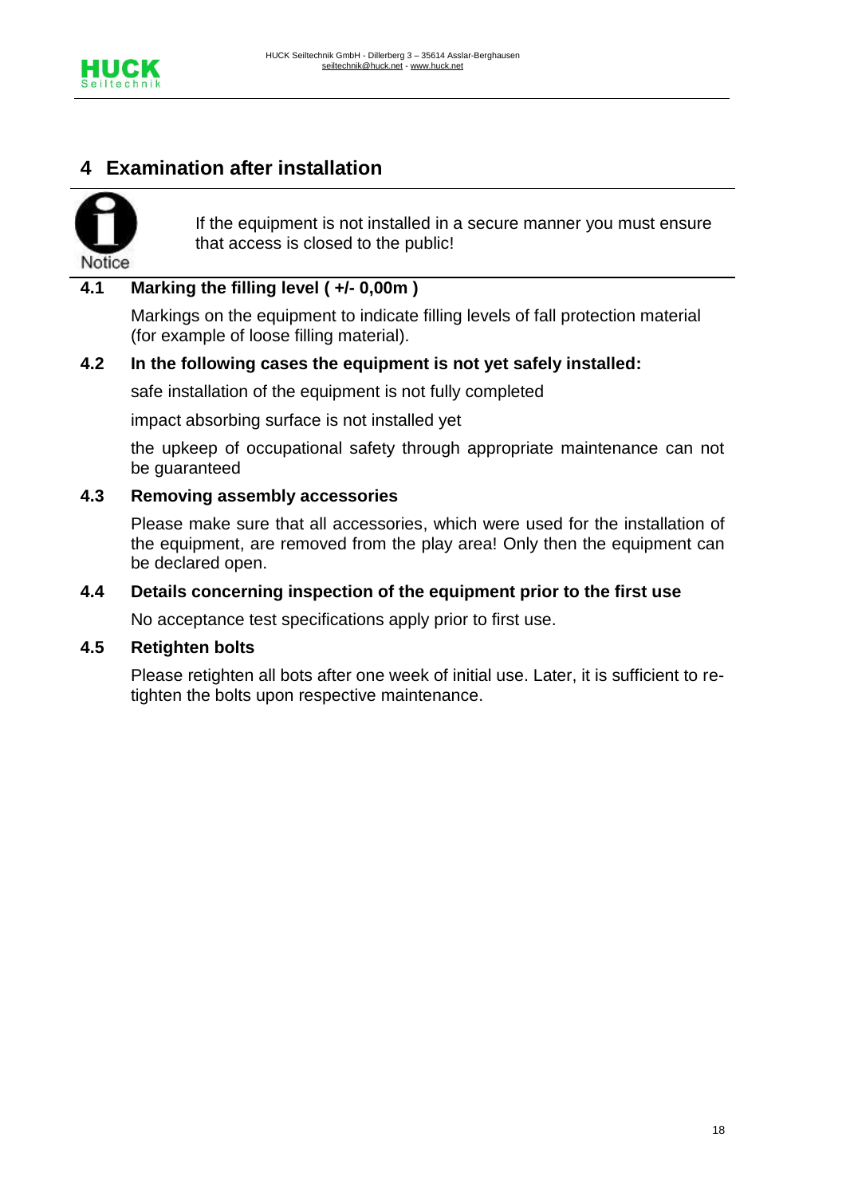# 4 Examination after installation

Notice

If the equipment is not installed in a secure manner you must ensure that access is closed to the public!

## 4.1 Marking the filling level ( +/- 0,00m )

Markings on the equipment to indicate filling levels of fall protection material (for example of loose filling material).

## 4.2 In the following cases the equipment is not yet safely installed:

safe installation of the equipment is not fully completed

impact absorbing surface is not installed yet

the upkeep of occupational safety through appropriate maintenance can not be guaranteed

## 4.3 Removing assembly accessories

Please make sure that all accessories, which were used for the installation of the equipment, are removed from the play area! Only then the equipment can be declared open.

## 4.4 Details concerning inspection of the equipment prior to the first use

No acceptance test specifications apply prior to first use.

## 4.5 Retighten bolts

Please retighten all bots after one week of initial use. Later, it is sufficient to re-tighten the bolts upon respective maintenance.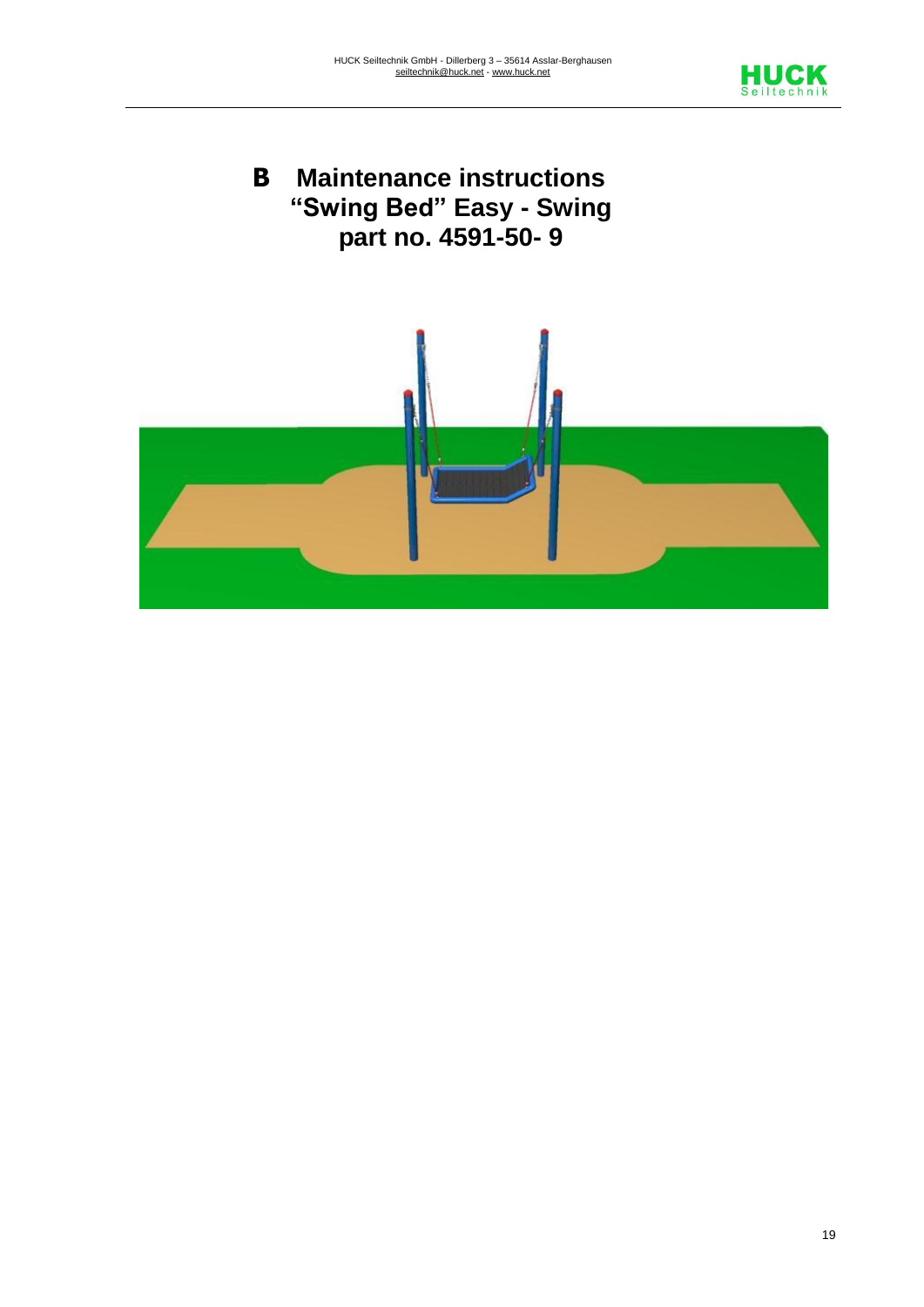# B Maintenance instructions "Swing Bed" Easy - Swing part no. 4591-50- 9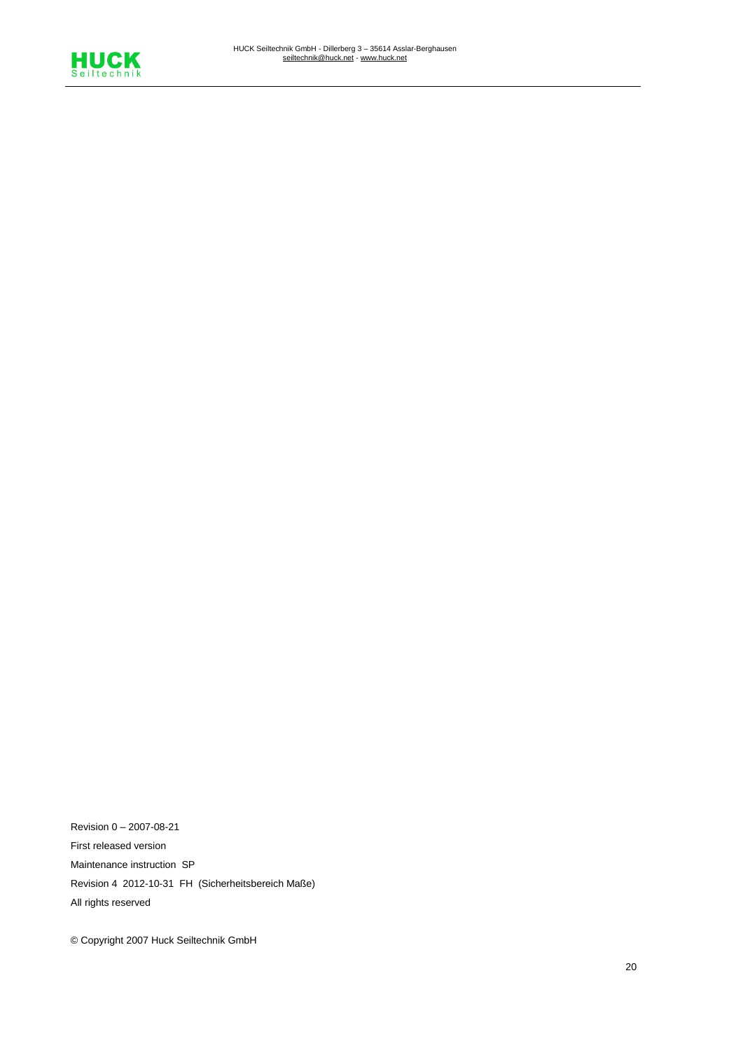Revision 0 – 2007-08-21

First released version

Maintenance instruction SP

Revision 4 2012-10-31 FH (Sicherheitsbereich Maße)

All rights reserved

© Copyright 2007 Huck Seiltechnik GmbH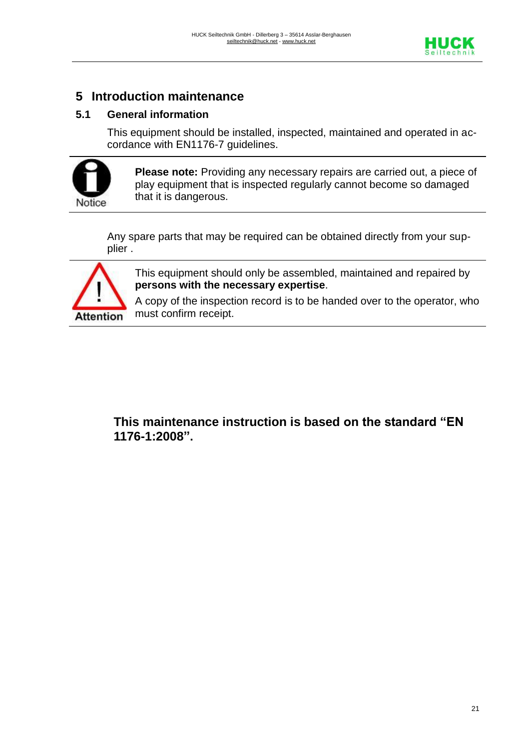# 5 Introduction maintenance

## 5.1 General information

This equipment should be installed, inspected, maintained and operated in accordance with EN1176-7 guidelines.

Notice

**Please note:** Providing any necessary repairs are carried out, a piece of play equipment that is inspected regularly cannot become so damaged that it is dangerous.

Any spare parts that may be required can be obtained directly from your supplier .

Attention

This equipment should only be assembled, maintained and repaired by **persons with the necessary expertise**.

A copy of the inspection record is to be handed over to the operator, who must confirm receipt.

**This maintenance instruction is based on the standard "EN 1176-1:2008".**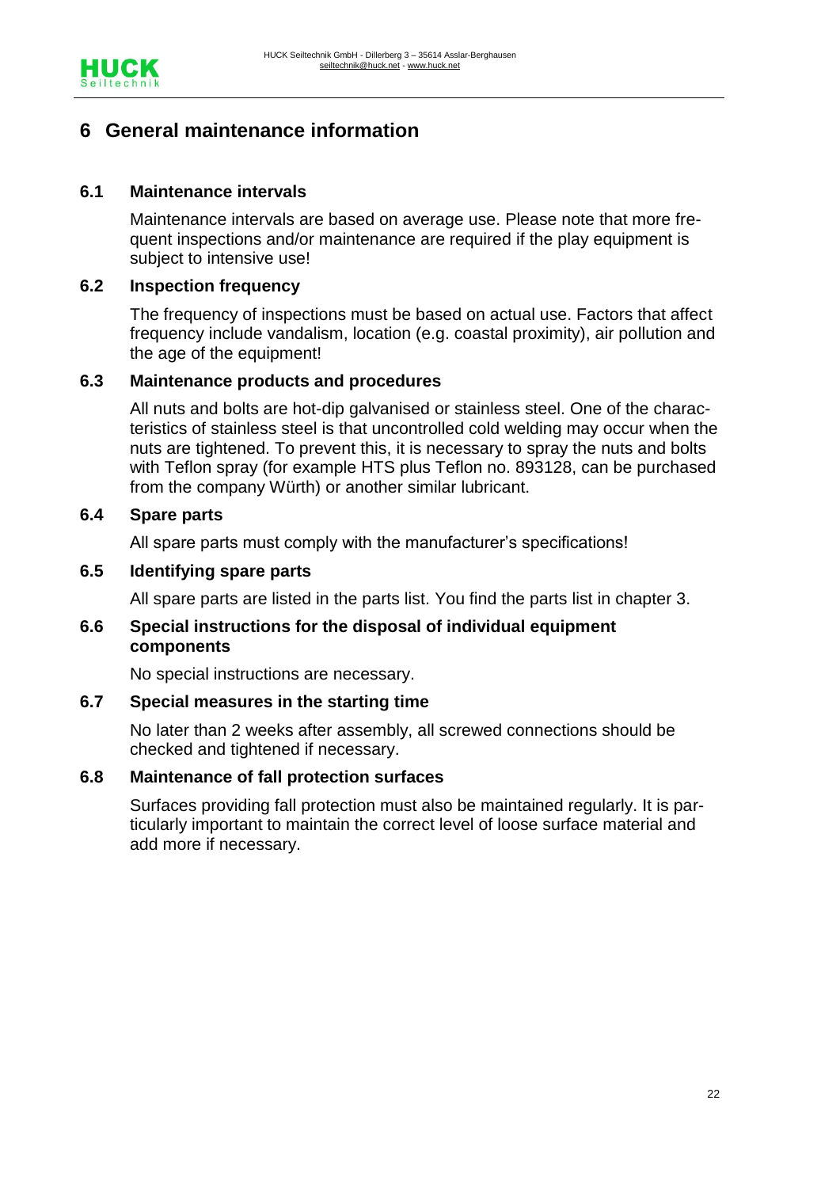# 6 General maintenance information

## 6.1 Maintenance intervals

Maintenance intervals are based on average use. Please note that more frequent inspections and/or maintenance are required if the play equipment is subject to intensive use!

## 6.2 Inspection frequency

The frequency of inspections must be based on actual use. Factors that affect frequency include vandalism, location (e.g. coastal proximity), air pollution and the age of the equipment!

## 6.3 Maintenance products and procedures

All nuts and bolts are hot-dip galvanised or stainless steel. One of the characteristics of stainless steel is that uncontrolled cold welding may occur when the nuts are tightened. To prevent this, it is necessary to spray the nuts and bolts with Teflon spray (for example HTS plus Teflon no. 893128, can be purchased from the company Würth) or another similar lubricant.

## 6.4 Spare parts

All spare parts must comply with the manufacturer's specifications!

## 6.5 Identifying spare parts

All spare parts are listed in the parts list. You find the parts list in chapter 3.

## 6.6 Special instructions for the disposal of individual equipment components

No special instructions are necessary.

## 6.7 Special measures in the starting time

No later than 2 weeks after assembly, all screwed connections should be checked and tightened if necessary.

## 6.8 Maintenance of fall protection surfaces

Surfaces providing fall protection must also be maintained regularly. It is particularly important to maintain the correct level of loose surface material and add more if necessary.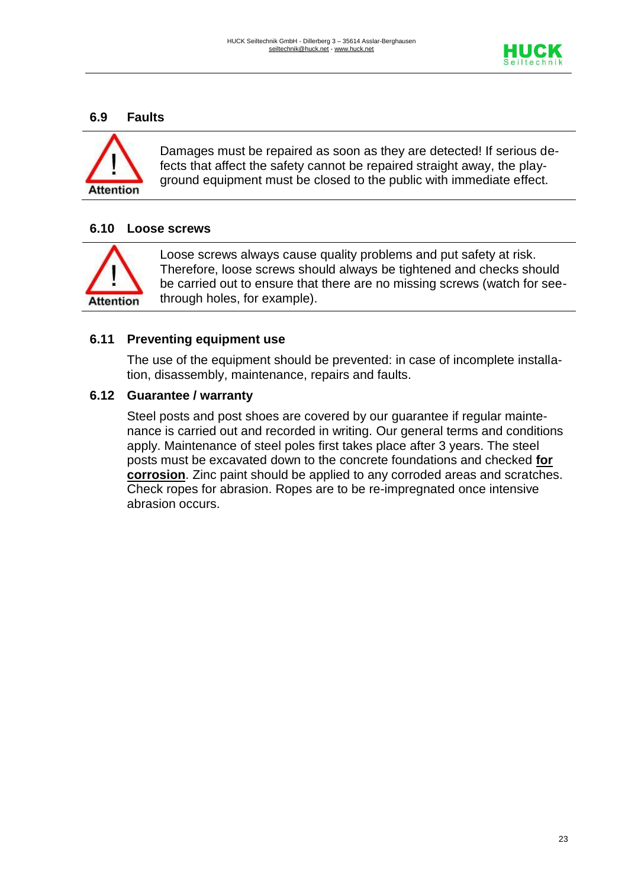## 6.9 Faults

Attention

Damages must be repaired as soon as they are detected! If serious defects that affect the safety cannot be repaired straight away, the playground equipment must be closed to the public with immediate effect.

## 6.10 Loose screws

Attention

Loose screws always cause quality problems and put safety at risk. Therefore, loose screws should always be tightened and checks should be carried out to ensure that there are no missing screws (watch for see-through holes, for example).

## 6.11 Preventing equipment use

The use of the equipment should be prevented: in case of incomplete installation, disassembly, maintenance, repairs and faults.

## 6.12 Guarantee / warranty

Steel posts and post shoes are covered by our guarantee if regular maintenance is carried out and recorded in writing. Our general terms and conditions apply. Maintenance of steel poles first takes place after 3 years. The steel posts must be excavated down to the concrete foundations and checked **for corrosion**. Zinc paint should be applied to any corroded areas and scratches. Check ropes for abrasion. Ropes are to be re-impregnated once intensive abrasion occurs.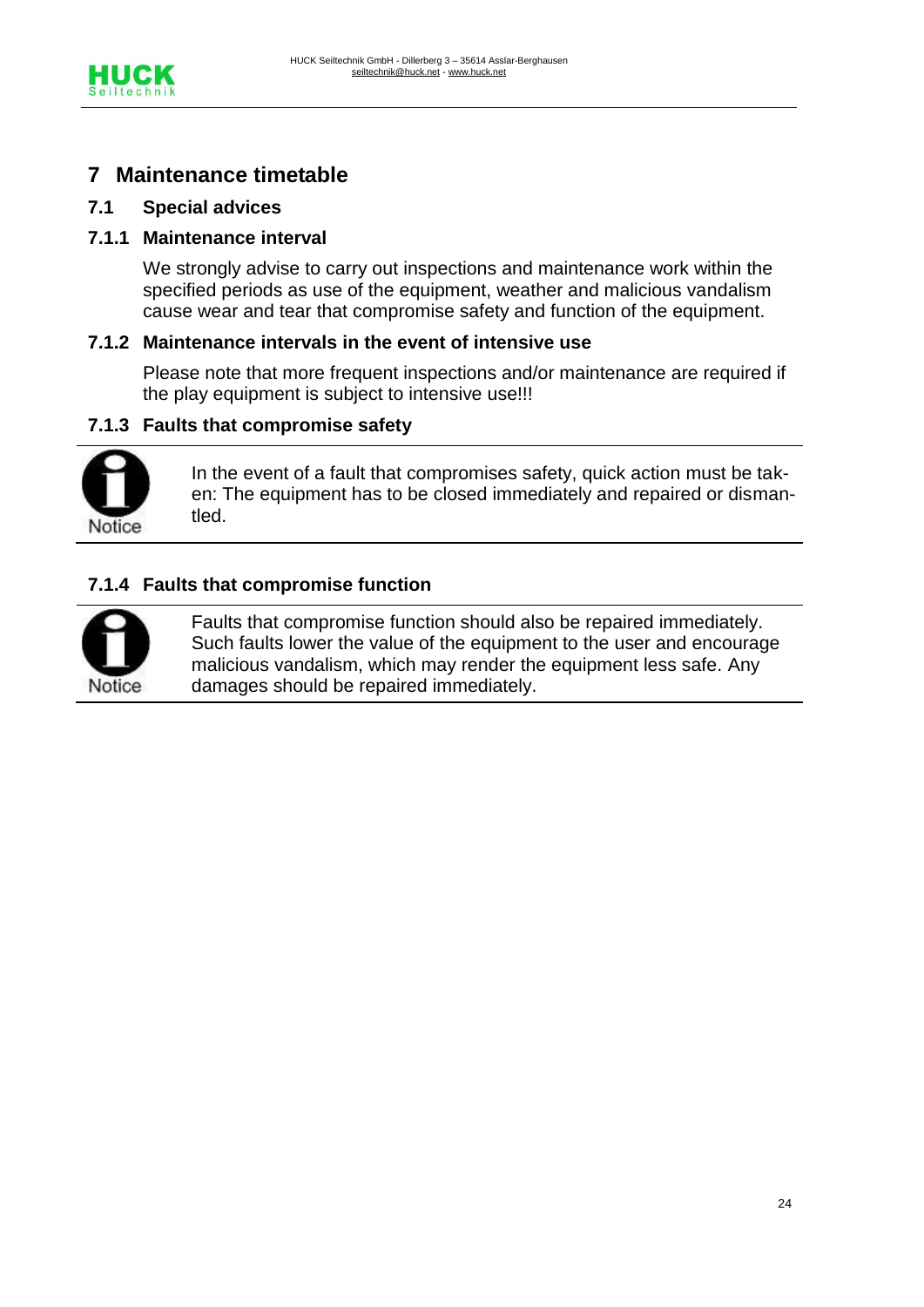# 7 Maintenance timetable

## 7.1 Special advices

### 7.1.1 Maintenance interval

We strongly advise to carry out inspections and maintenance work within the specified periods as use of the equipment, weather and malicious vandalism cause wear and tear that compromise safety and function of the equipment.

### 7.1.2 Maintenance intervals in the event of intensive use

Please note that more frequent inspections and/or maintenance are required if the play equipment is subject to intensive use!!!

### 7.1.3 Faults that compromise safety

Notice

In the event of a fault that compromises safety, quick action must be taken: The equipment has to be closed immediately and repaired or dismantled.

### 7.1.4 Faults that compromise function

Notice

Faults that compromise function should also be repaired immediately. Such faults lower the value of the equipment to the user and encourage malicious vandalism, which may render the equipment less safe. Any damages should be repaired immediately.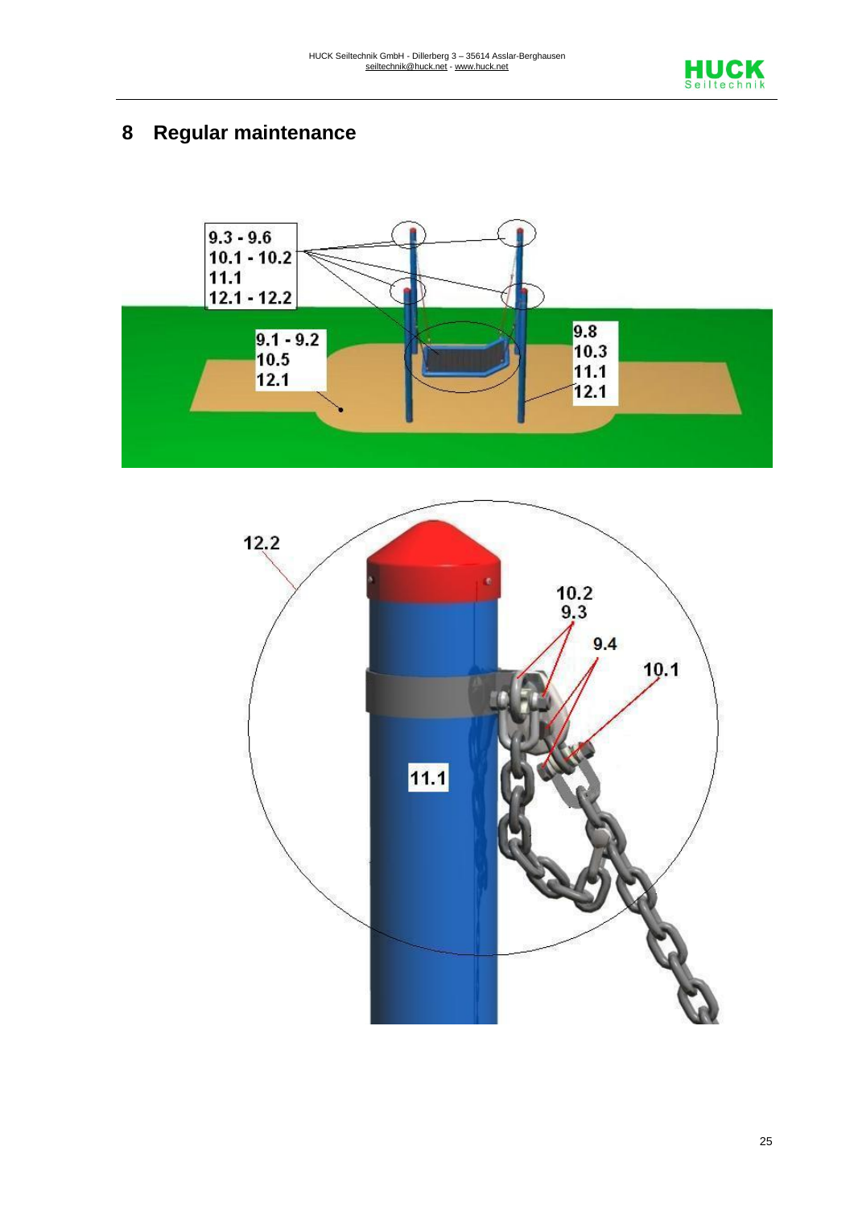# 8 Regular maintenance

9.3 - 9.6
10.1 - 10.2
11.1
12.1 - 12.2

9.1 - 9.2
10.5
12.1

9.8
10.3
11.1
12.1

12.2

10.2
9.3

9.4

10.1

11.1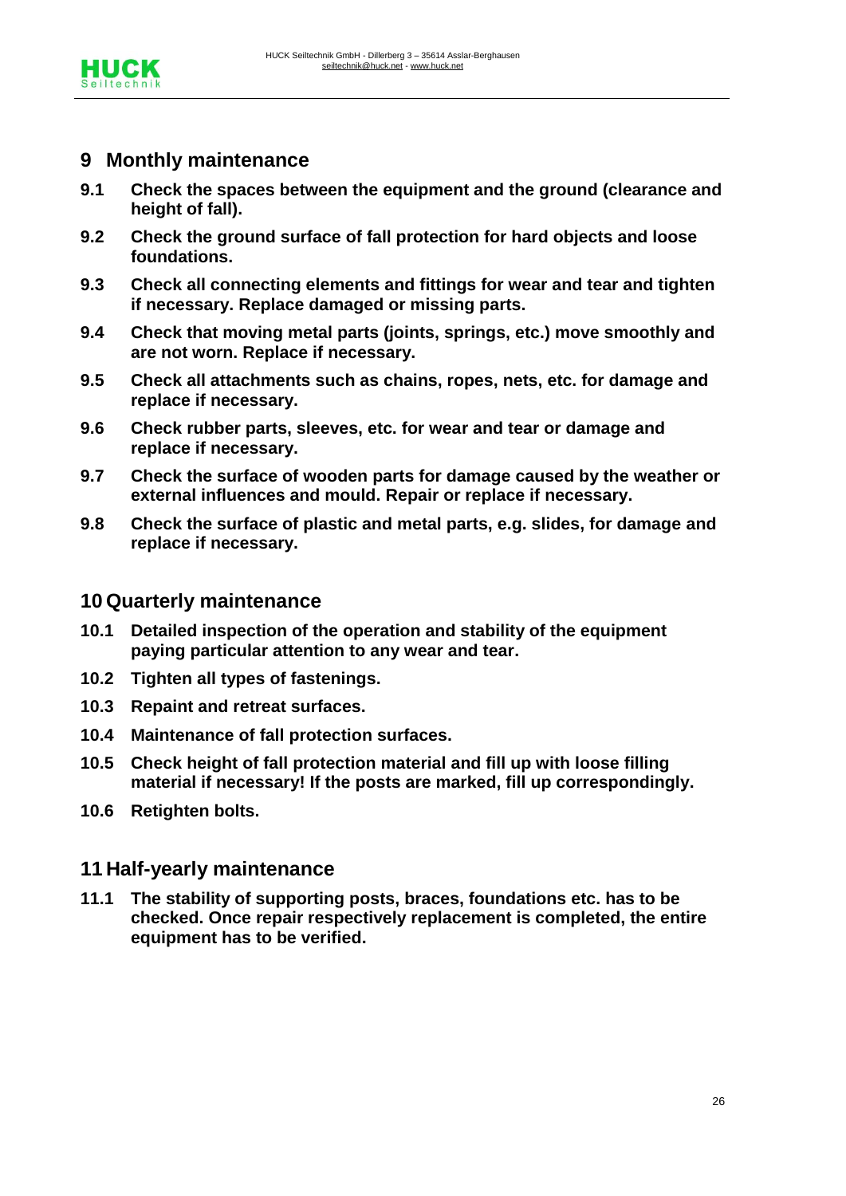# 9 Monthly maintenance

**9.1 Check the spaces between the equipment and the ground (clearance and height of fall).**

**9.2 Check the ground surface of fall protection for hard objects and loose foundations.**

**9.3 Check all connecting elements and fittings for wear and tear and tighten if necessary. Replace damaged or missing parts.**

**9.4 Check that moving metal parts (joints, springs, etc.) move smoothly and are not worn. Replace if necessary.**

**9.5 Check all attachments such as chains, ropes, nets, etc. for damage and replace if necessary.**

**9.6 Check rubber parts, sleeves, etc. for wear and tear or damage and replace if necessary.**

**9.7 Check the surface of wooden parts for damage caused by the weather or external influences and mould. Repair or replace if necessary.**

**9.8 Check the surface of plastic and metal parts, e.g. slides, for damage and replace if necessary.**

# 10 Quarterly maintenance

**10.1 Detailed inspection of the operation and stability of the equipment paying particular attention to any wear and tear.**

**10.2 Tighten all types of fastenings.**

**10.3 Repaint and retreat surfaces.**

**10.4 Maintenance of fall protection surfaces.**

**10.5 Check height of fall protection material and fill up with loose filling material if necessary! If the posts are marked, fill up correspondingly.**

**10.6 Retighten bolts.**

# 11 Half-yearly maintenance

**11.1 The stability of supporting posts, braces, foundations etc. has to be checked. Once repair respectively replacement is completed, the entire equipment has to be verified.**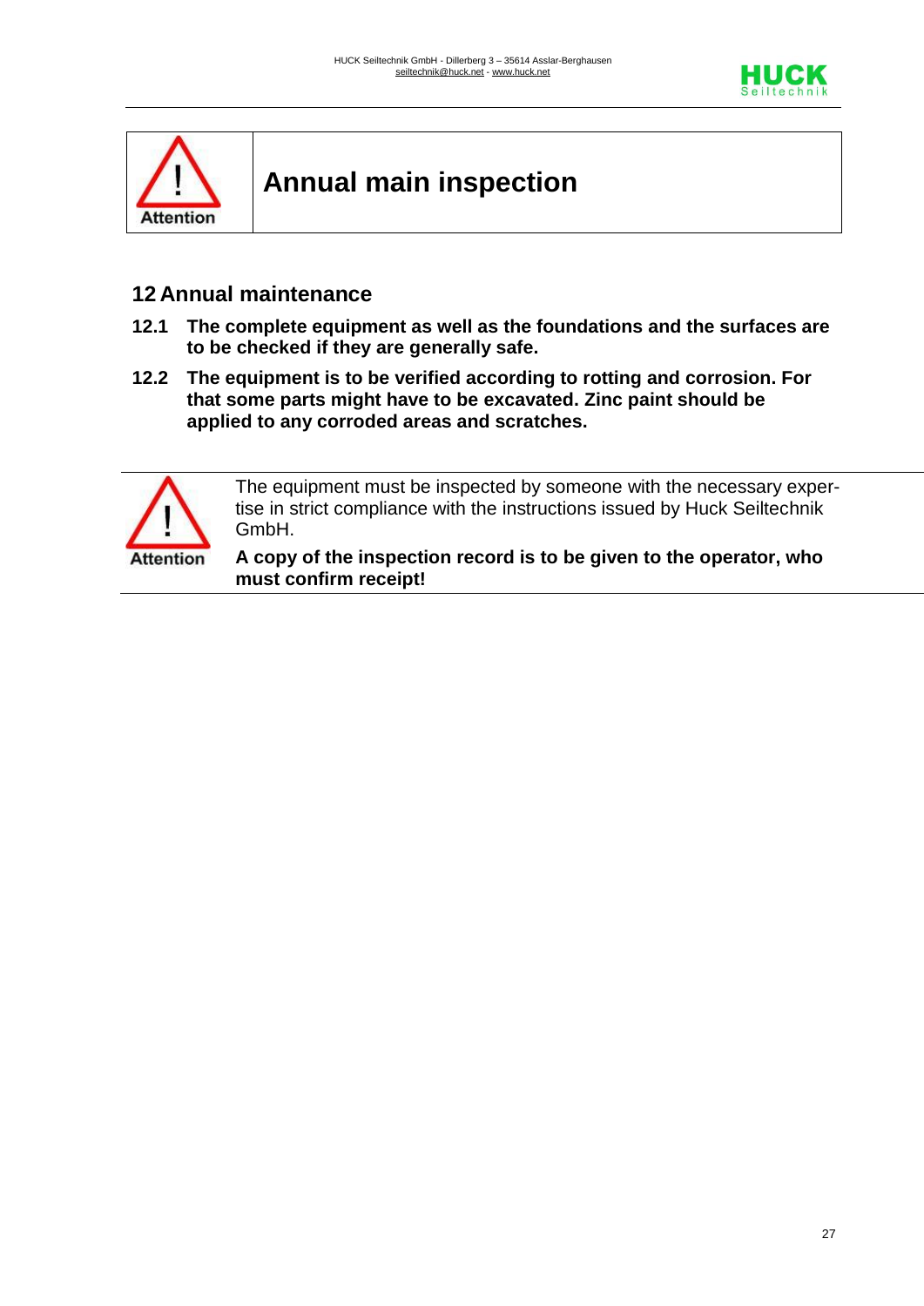**Attention**

# Annual main inspection

## 12 Annual maintenance

**12.1 The complete equipment as well as the foundations and the surfaces are to be checked if they are generally safe.**

**12.2 The equipment is to be verified according to rotting and corrosion. For that some parts might have to be excavated. Zinc paint should be applied to any corroded areas and scratches.**

**Attention**

The equipment must be inspected by someone with the necessary expertise in strict compliance with the instructions issued by Huck Seiltechnik GmbH.

**A copy of the inspection record is to be given to the operator, who must confirm receipt!**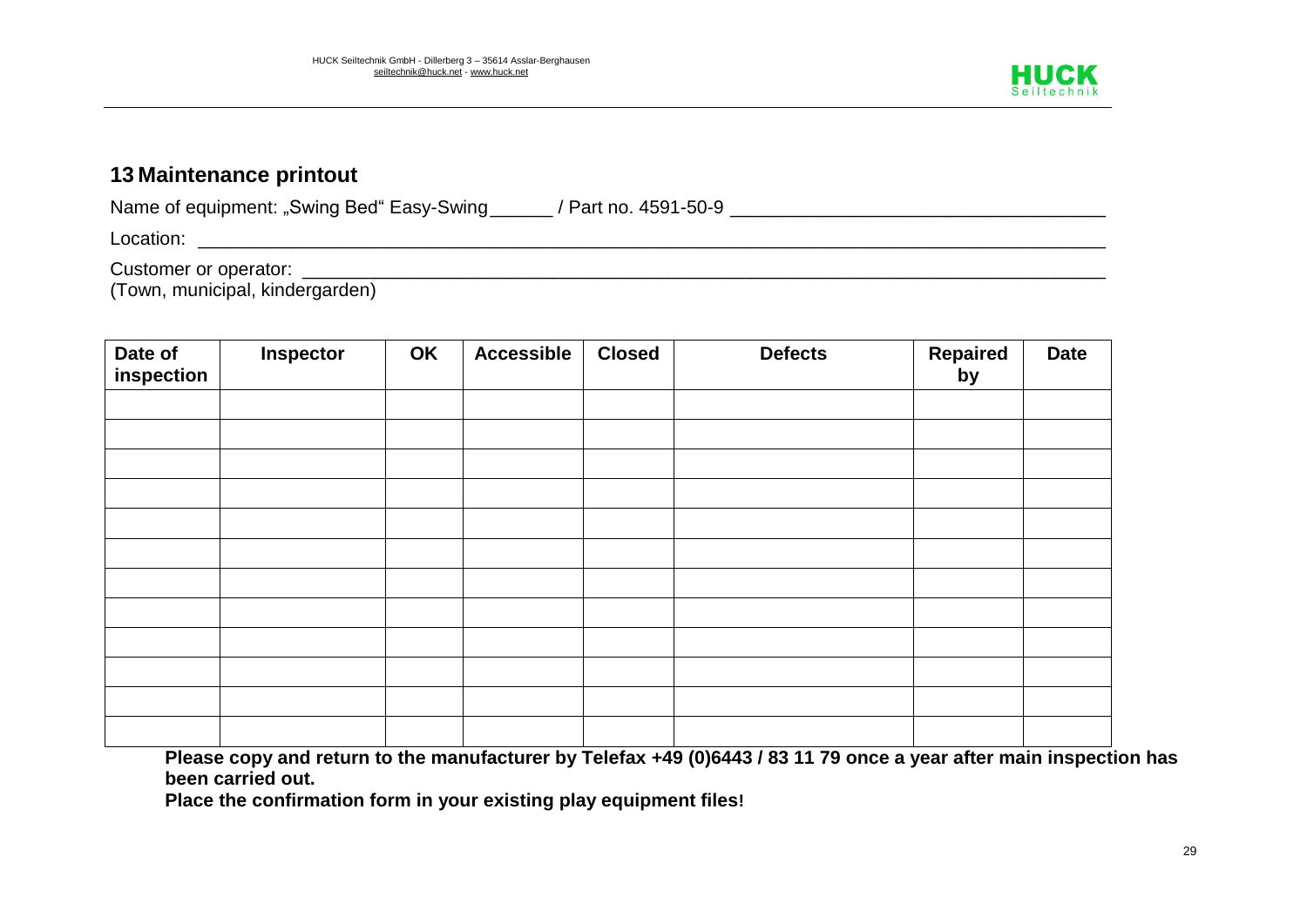## 13 Maintenance printout

Name of equipment: „Swing Bed“ Easy-Swing______ / Part no. 4591-50-9 ____________________________________

Location: ________________________________________________________________________________________

Customer or operator: ___________________________________________________________________________
(Town, municipal, kindergarden)

| Date of inspection | Inspector | OK | Accessible | Closed | Defects | Repaired by | Date |
|---|---|---|---|---|---|---|---|
| | | | | | | | |
| | | | | | | | |
| | | | | | | | |
| | | | | | | | |
| | | | | | | | |
| | | | | | | | |
| | | | | | | | |
| | | | | | | | |
| | | | | | | | |
| | | | | | | | |
| | | | | | | | |
| | | | | | | | |

**Please copy and return to the manufacturer by Telefax +49 (0)6443 / 83 11 79 once a year after main inspection has been carried out.**

**Place the confirmation form in your existing play equipment files!**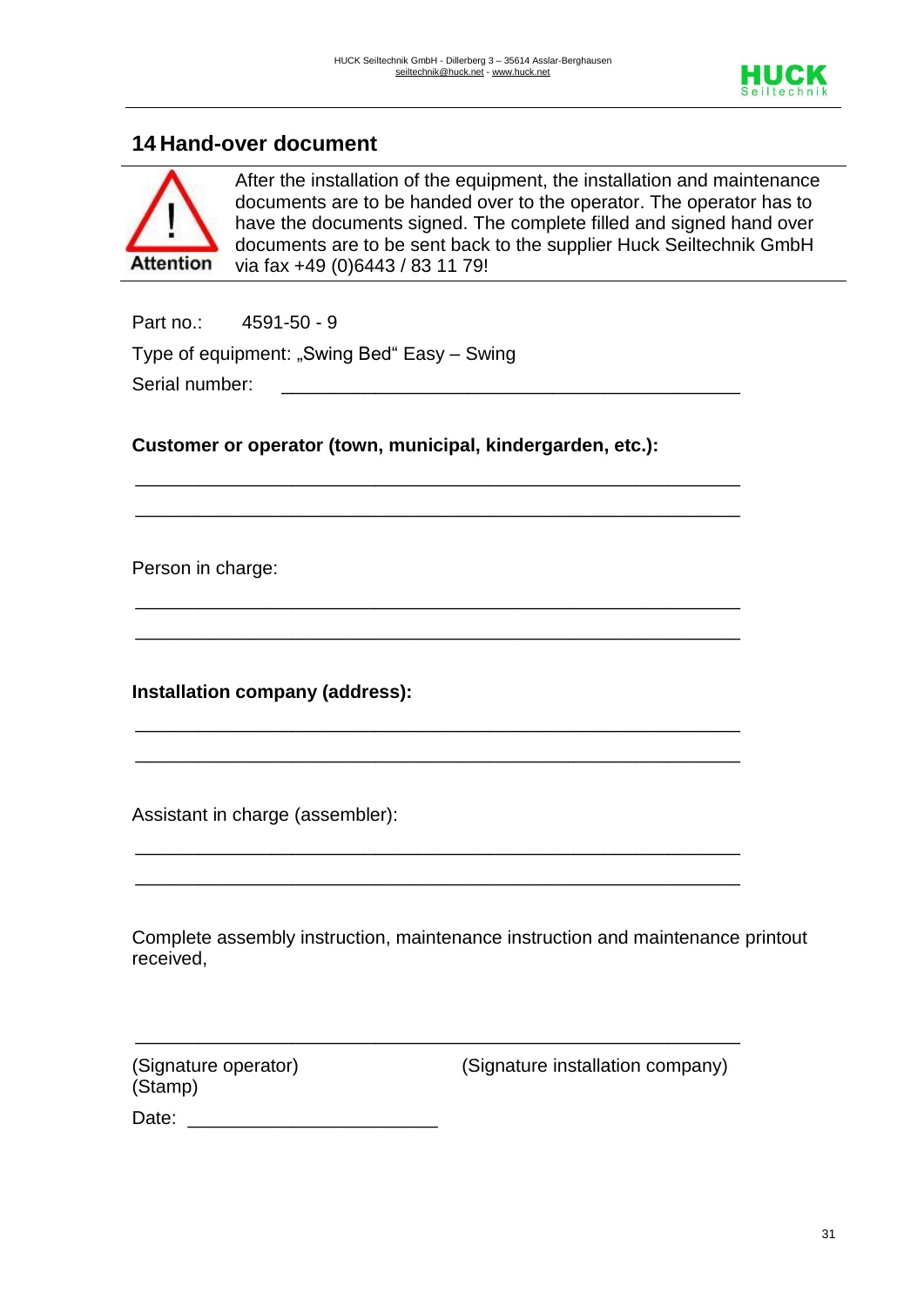## 14 Hand-over document

**Attention**

After the installation of the equipment, the installation and maintenance documents are to be handed over to the operator. The operator has to have the documents signed. The complete filled and signed hand over documents are to be sent back to the supplier Huck Seiltechnik GmbH via fax +49 (0)6443 / 83 11 79!

Part no.: 4591-50 - 9

Type of equipment: „Swing Bed“ Easy – Swing

Serial number: ____________________________________________

**Customer or operator (town, municipal, kindergarden, etc.):**

____________________________________________________________

____________________________________________________________

Person in charge:

____________________________________________________________

____________________________________________________________

**Installation company (address):**

____________________________________________________________

____________________________________________________________

Assistant in charge (assembler):

____________________________________________________________

____________________________________________________________

Complete assembly instruction, maintenance instruction and maintenance printout received,

____________________________________________________________

(Signature operator) (Signature installation company)
(Stamp)

Date: ________________________